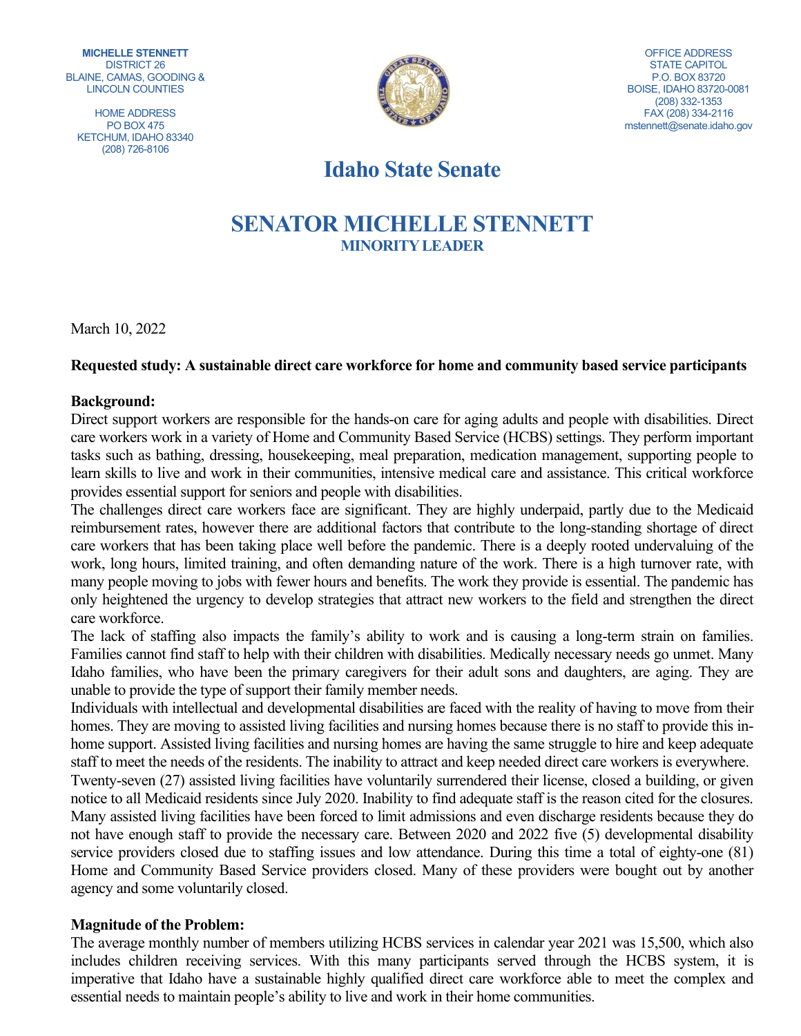MICHELLE STENNETT
DISTRICT 26
BLAINE, CAMAS, GOODING &
LINCOLN COUNTIES

HOME ADDRESS
PO BOX 475
KETCHUM, IDAHO 83340
(208) 726-8106

OFFICE ADDRESS
STATE CAPITOL
P.O. BOX 83720
BOISE, IDAHO 83720-0081
(208) 332-1353
FAX (208) 334-2116
mstennett@senate.idaho.gov

# Idaho State Senate

## SENATOR MICHELLE STENNETT

**MINORITY LEADER**

March 10, 2022

**Requested study: A sustainable direct care workforce for home and community based service participants**

**Background:**

Direct support workers are responsible for the hands-on care for aging adults and people with disabilities. Direct care workers work in a variety of Home and Community Based Service (HCBS) settings. They perform important tasks such as bathing, dressing, housekeeping, meal preparation, medication management, supporting people to learn skills to live and work in their communities, intensive medical care and assistance. This critical workforce provides essential support for seniors and people with disabilities.

The challenges direct care workers face are significant. They are highly underpaid, partly due to the Medicaid reimbursement rates, however there are additional factors that contribute to the long-standing shortage of direct care workers that has been taking place well before the pandemic. There is a deeply rooted undervaluing of the work, long hours, limited training, and often demanding nature of the work. There is a high turnover rate, with many people moving to jobs with fewer hours and benefits. The work they provide is essential. The pandemic has only heightened the urgency to develop strategies that attract new workers to the field and strengthen the direct care workforce.

The lack of staffing also impacts the family's ability to work and is causing a long-term strain on families. Families cannot find staff to help with their children with disabilities. Medically necessary needs go unmet. Many Idaho families, who have been the primary caregivers for their adult sons and daughters, are aging. They are unable to provide the type of support their family member needs.

Individuals with intellectual and developmental disabilities are faced with the reality of having to move from their homes. They are moving to assisted living facilities and nursing homes because there is no staff to provide this in-home support. Assisted living facilities and nursing homes are having the same struggle to hire and keep adequate staff to meet the needs of the residents. The inability to attract and keep needed direct care workers is everywhere.

Twenty-seven (27) assisted living facilities have voluntarily surrendered their license, closed a building, or given notice to all Medicaid residents since July 2020. Inability to find adequate staff is the reason cited for the closures. Many assisted living facilities have been forced to limit admissions and even discharge residents because they do not have enough staff to provide the necessary care. Between 2020 and 2022 five (5) developmental disability service providers closed due to staffing issues and low attendance. During this time a total of eighty-one (81) Home and Community Based Service providers closed. Many of these providers were bought out by another agency and some voluntarily closed.

**Magnitude of the Problem:**

The average monthly number of members utilizing HCBS services in calendar year 2021 was 15,500, which also includes children receiving services. With this many participants served through the HCBS system, it is imperative that Idaho have a sustainable highly qualified direct care workforce able to meet the complex and essential needs to maintain people's ability to live and work in their home communities.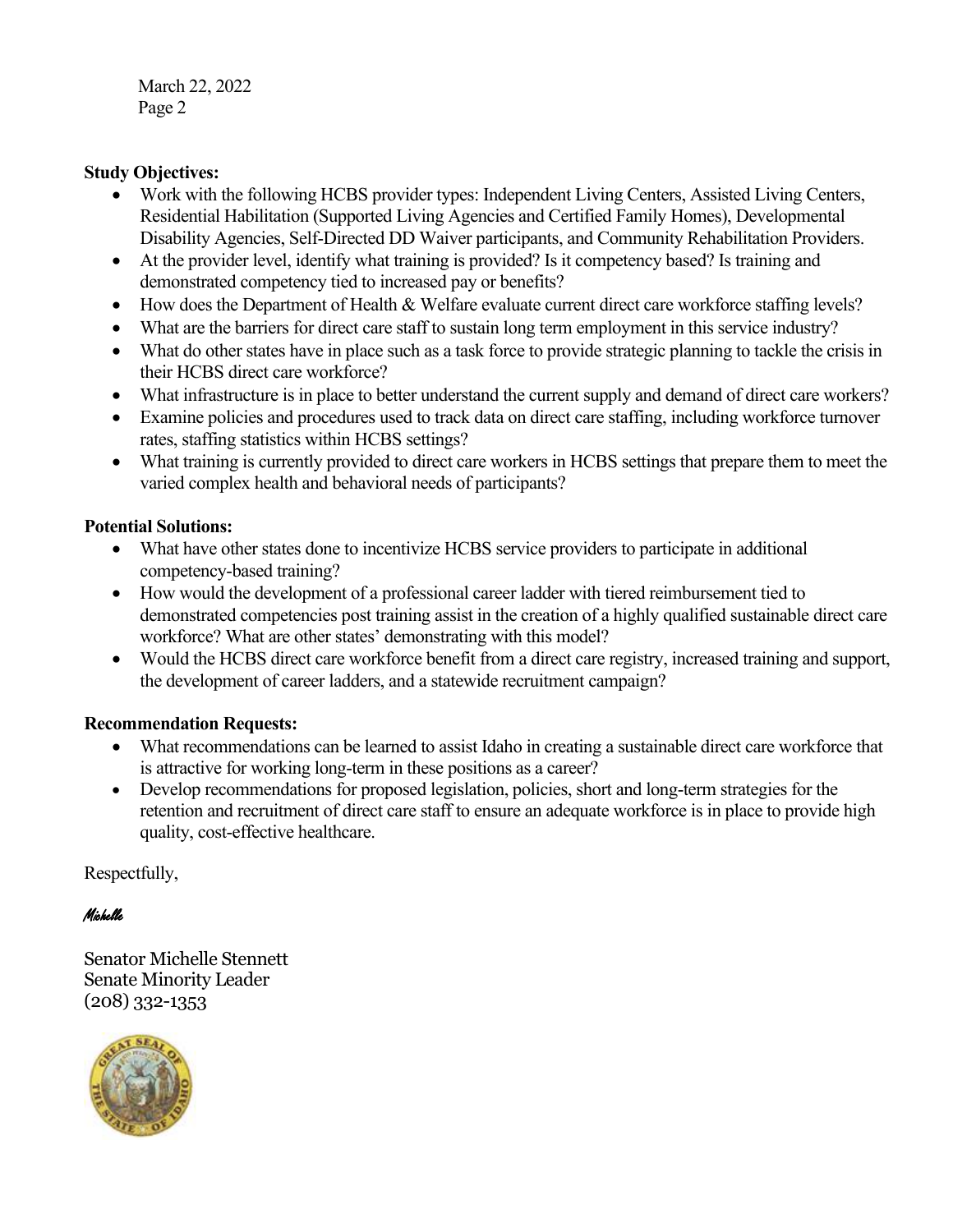**Study Objectives:**

- Work with the following HCBS provider types: Independent Living Centers, Assisted Living Centers, Residential Habilitation (Supported Living Agencies and Certified Family Homes), Developmental Disability Agencies, Self-Directed DD Waiver participants, and Community Rehabilitation Providers.
- At the provider level, identify what training is provided? Is it competency based? Is training and demonstrated competency tied to increased pay or benefits?
- How does the Department of Health & Welfare evaluate current direct care workforce staffing levels?
- What are the barriers for direct care staff to sustain long term employment in this service industry?
- What do other states have in place such as a task force to provide strategic planning to tackle the crisis in their HCBS direct care workforce?
- What infrastructure is in place to better understand the current supply and demand of direct care workers?
- Examine policies and procedures used to track data on direct care staffing, including workforce turnover rates, staffing statistics within HCBS settings?
- What training is currently provided to direct care workers in HCBS settings that prepare them to meet the varied complex health and behavioral needs of participants?

**Potential Solutions:**

- What have other states done to incentivize HCBS service providers to participate in additional competency-based training?
- How would the development of a professional career ladder with tiered reimbursement tied to demonstrated competencies post training assist in the creation of a highly qualified sustainable direct care workforce? What are other states' demonstrating with this model?
- Would the HCBS direct care workforce benefit from a direct care registry, increased training and support, the development of career ladders, and a statewide recruitment campaign?

**Recommendation Requests:**

- What recommendations can be learned to assist Idaho in creating a sustainable direct care workforce that is attractive for working long-term in these positions as a career?
- Develop recommendations for proposed legislation, policies, short and long-term strategies for the retention and recruitment of direct care staff to ensure an adequate workforce is in place to provide high quality, cost-effective healthcare.

Respectfully,

*Michelle*

Senator Michelle Stennett
Senate Minority Leader
(208) 332-1353